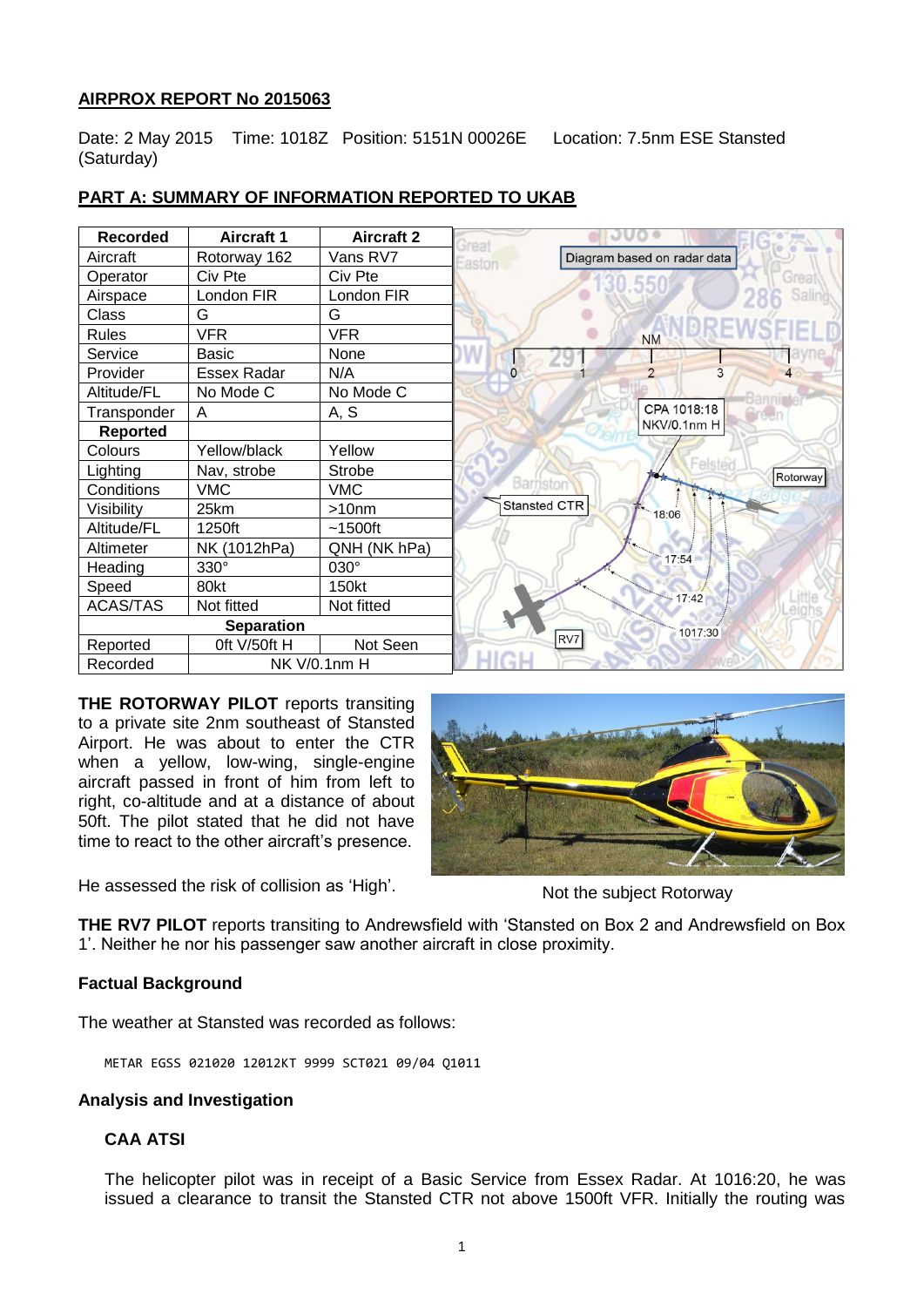**AIRPROX REPORT No 2015063**

Date: 2 May 2015 (Saturday) Time: 1018Z Position: 5151N 00026E Location: 7.5nm ESE Stansted

## PART A: SUMMARY OF INFORMATION REPORTED TO UKAB

| Recorded | Aircraft 1 | Aircraft 2 |
|---|---|---|
| Aircraft | Rotorway 162 | Vans RV7 |
| Operator | Civ Pte | Civ Pte |
| Airspace | London FIR | London FIR |
| Class | G | G |
| Rules | VFR | VFR |
| Service | Basic | None |
| Provider | Essex Radar | N/A |
| Altitude/FL | No Mode C | No Mode C |
| Transponder | A | A, S |
| **Reported** | | |
| Colours | Yellow/black | Yellow |
| Lighting | Nav, strobe | Strobe |
| Conditions | VMC | VMC |
| Visibility | 25km | >10nm |
| Altitude/FL | 1250ft | ~1500ft |
| Altimeter | NK (1012hPa) | QNH (NK hPa) |
| Heading | 330° | 030° |
| Speed | 80kt | 150kt |
| ACAS/TAS | Not fitted | Not fitted |
| **Separation** | | |
| Reported | 0ft V/50ft H | Not Seen |
| Recorded | NK V/0.1nm H | |

Diagram based on radar data

**THE ROTORWAY PILOT** reports transiting to a private site 2nm southeast of Stansted Airport. He was about to enter the CTR when a yellow, single-engine low-wing, aircraft passed in front of him from left to right, co-altitude and at a distance of about 50ft. The pilot stated that he did not have time to react to the other aircraft's presence.

He assessed the risk of collision as 'High'.

Not the subject Rotorway

**THE RV7 PILOT** reports transiting to Andrewsfield with 'Stansted on Box 2 and Andrewsfield on Box 1'. Neither he nor his passenger saw another aircraft in close proximity.

### Factual Background

The weather at Stansted was recorded as follows:

```
METAR EGSS 021020 12012KT 9999 SCT021 09/04 Q1011
```

### Analysis and Investigation

#### CAA ATSI

The helicopter pilot was in receipt of a Basic Service from Essex Radar. At 1016:20, he was issued a clearance to transit the Stansted CTR not above 1500ft VFR. Initially the routing was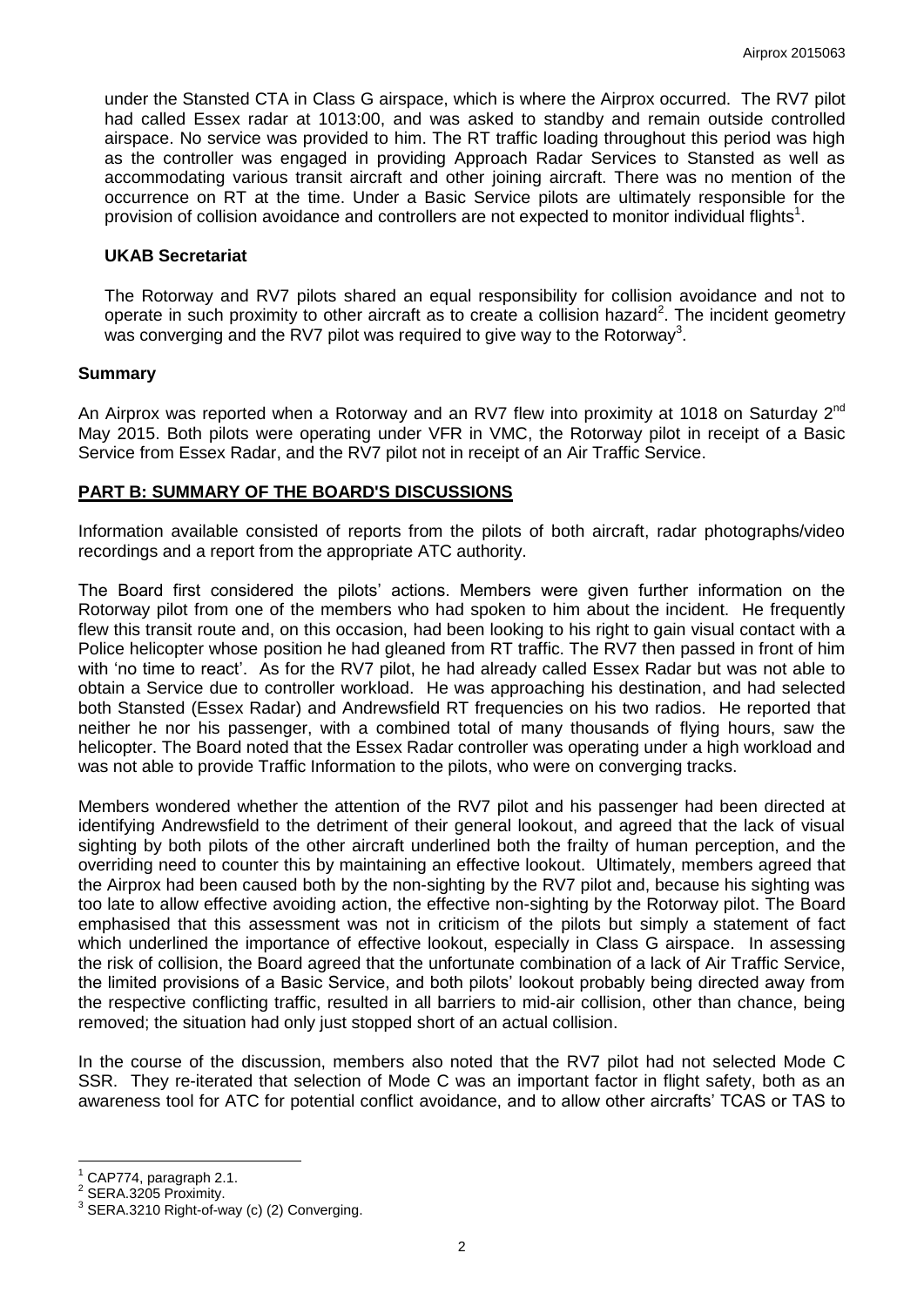under the Stansted CTA in Class G airspace, which is where the Airprox occurred. The RV7 pilot had called Essex radar at 1013:00, and was asked to standby and remain outside controlled airspace. No service was provided to him. The RT traffic loading throughout this period was high as the controller was engaged in providing Approach Radar Services to Stansted as well as accommodating various transit aircraft and other joining aircraft. There was no mention of the occurrence on RT at the time. Under a Basic Service pilots are ultimately responsible for the provision of collision avoidance and controllers are not expected to monitor individual flights[1].

### UKAB Secretariat

The Rotorway and RV7 pilots shared an equal responsibility for collision avoidance and not to operate in such proximity to other aircraft as to create a collision hazard[2]. The incident geometry was converging and the RV7 pilot was required to give way to the Rotorway[3].

## Summary

An Airprox was reported when a Rotorway and an RV7 flew into proximity at 1018 on Saturday 2nd May 2015. Both pilots were operating under VFR in VMC, the Rotorway pilot in receipt of a Basic Service from Essex Radar, and the RV7 pilot not in receipt of an Air Traffic Service.

## PART B: SUMMARY OF THE BOARD'S DISCUSSIONS

Information available consisted of reports from the pilots of both aircraft, radar photographs/video recordings and a report from the appropriate ATC authority.

The Board first considered the pilots' actions. Members were given further information on the Rotorway pilot from one of the members who had spoken to him about the incident. He frequently flew this transit route and, on this occasion, had been looking to his right to gain visual contact with a Police helicopter whose position he had gleaned from RT traffic. The RV7 then passed in front of him with 'no time to react'. As for the RV7 pilot, he had already called Essex Radar but was not able to obtain a Service due to controller workload. He was approaching his destination, and had selected both Stansted (Essex Radar) and Andrewsfield RT frequencies on his two radios. He reported that neither he nor his passenger, with a combined total of many thousands of flying hours, saw the helicopter. The Board noted that the Essex Radar controller was operating under a high workload and was not able to provide Traffic Information to the pilots, who were on converging tracks.

Members wondered whether the attention of the RV7 pilot and his passenger had been directed at identifying Andrewsfield to the detriment of their general lookout, and agreed that the lack of visual sighting by both pilots of the other aircraft underlined both the frailty of human perception, and the overriding need to counter this by maintaining an effective lookout. Ultimately, members agreed that the Airprox had been caused both by the non-sighting by the RV7 pilot and, because his sighting was too late to allow effective avoiding action, the effective non-sighting by the Rotorway pilot. The Board emphasised that this assessment was not in criticism of the pilots but simply a statement of fact which underlined the importance of effective lookout, especially in Class G airspace. In assessing the risk of collision, the Board agreed that the unfortunate combination of a lack of Air Traffic Service, the limited provisions of a Basic Service, and both pilots' lookout probably being directed away from the respective conflicting traffic, resulted in all barriers to mid-air collision, other than chance, being removed; the situation had only just stopped short of an actual collision.

In the course of the discussion, members also noted that the RV7 pilot had not selected Mode C SSR. They re-iterated that selection of Mode C was an important factor in flight safety, both as an awareness tool for ATC for potential conflict avoidance, and to allow other aircrafts' TCAS or TAS to

---

[1] CAP774, paragraph 2.1.

[2] SERA.3205 Proximity.

[3] SERA.3210 Right-of-way (c) (2) Converging.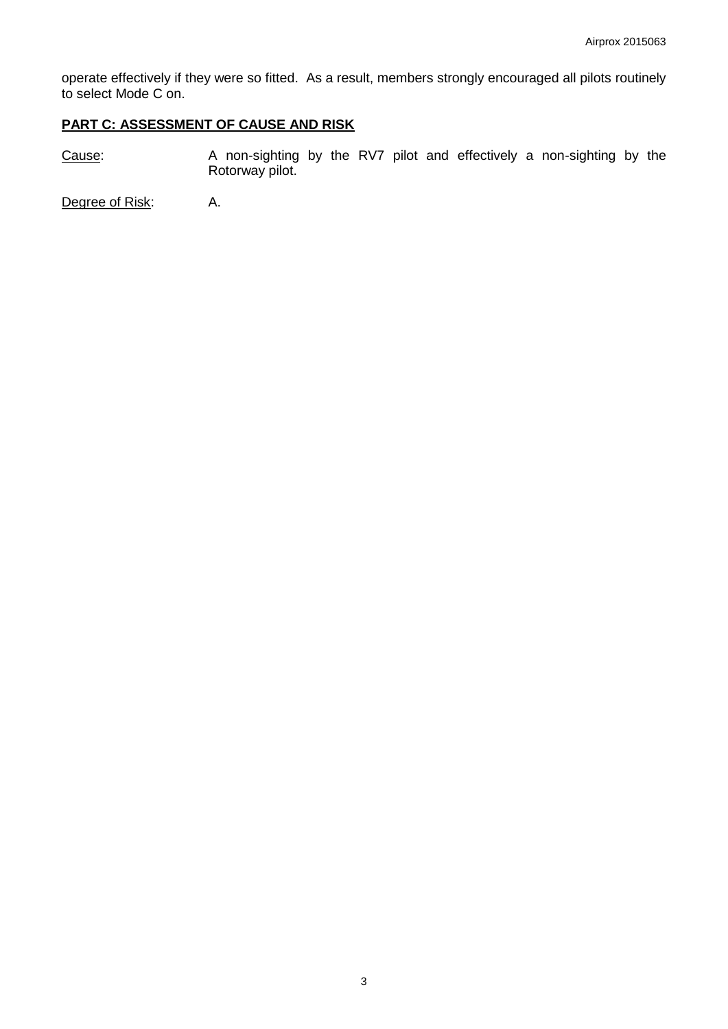operate effectively if they were so fitted. As a result, members strongly encouraged all pilots routinely to select Mode C on.

## PART C: ASSESSMENT OF CAUSE AND RISK

Cause: A non-sighting by the RV7 pilot and effectively a non-sighting by the Rotorway pilot.

Degree of Risk: A.